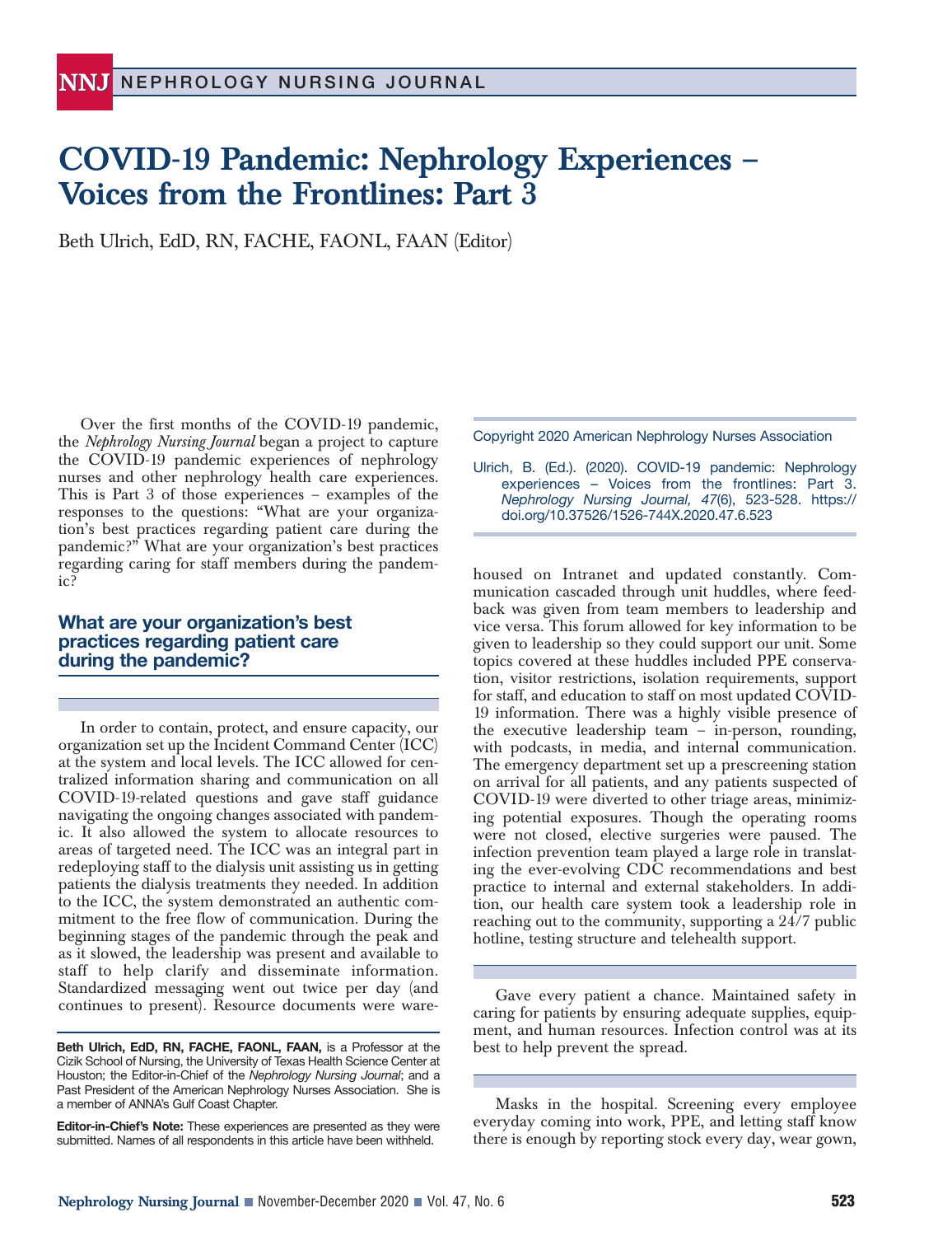# COVID-19 Pandemic: Nephrology Experiences – Voices from the Frontlines: Part 3

Beth Ulrich, EdD, RN, FACHE, FAONL, FAAN (Editor)

Over the first months of the COVID-19 pandemic, the *Nephrology Nursing Journal* began a project to capture the COVID-19 pandemic experiences of nephrology nurses and other nephrology health care experiences. This is Part 3 of those experiences – examples of the responses to the questions: "What are your organization's best practices regarding patient care during the pandemic?" What are your organization's best practices regarding caring for staff members during the pandemic?

Copyright 2020 American Nephrology Nurses Association

Ulrich, B. (Ed.). (2020). COVID-19 pandemic: Nephrology experiences – Voices from the frontlines: Part 3. *Nephrology Nursing Journal, 47*(6), 523-528. https://doi.org/10.37526/1526-744X.2020.47.6.523

## What are your organization's best practices regarding patient care during the pandemic?

In order to contain, protect, and ensure capacity, our organization set up the Incident Command Center (ICC) at the system and local levels. The ICC allowed for centralized information sharing and communication on all COVID-19-related questions and gave staff guidance navigating the ongoing changes associated with pandemic. It also allowed the system to allocate resources to areas of targeted need. The ICC was an integral part in redeploying staff to the dialysis unit assisting us in getting patients the dialysis treatments they needed. In addition to the ICC, the system demonstrated an authentic commitment to the free flow of communication. During the beginning stages of the pandemic through the peak and as it slowed, the leadership was present and available to staff to help clarify and disseminate information. Standardized messaging went out twice per day (and continues to present). Resource documents were warehoused on Intranet and updated constantly. Communication cascaded through unit huddles, where feedback was given from team members to leadership and vice versa. This forum allowed for key information to be given to leadership so they could support our unit. Some topics covered at these huddles included PPE conservation, visitor restrictions, isolation requirements, support for staff, and education to staff on most updated COVID-19 information. There was a highly visible presence of the executive leadership team – in-person, rounding, with podcasts, in media, and internal communication. The emergency department set up a prescreening station on arrival for all patients, and any patients suspected of COVID-19 were diverted to other triage areas, minimizing potential exposures. Though the operating rooms were not closed, elective surgeries were paused. The infection prevention team played a large role in translating the ever-evolving CDC recommendations and best practice to internal and external stakeholders. In addition, our health care system took a leadership role in reaching out to the community, supporting a 24/7 public hotline, testing structure and telehealth support.

Gave every patient a chance. Maintained safety in caring for patients by ensuring adequate supplies, equipment, and human resources. Infection control was at its best to help prevent the spread.

Masks in the hospital. Screening every employee everyday coming into work, PPE, and letting staff know there is enough by reporting stock every day, wear gown,

**Beth Ulrich, EdD, RN, FACHE, FAONL, FAAN,** is a Professor at the Cizik School of Nursing, the University of Texas Health Science Center at Houston; the Editor-in-Chief of the *Nephrology Nursing Journal*; and a Past President of the American Nephrology Nurses Association. She is a member of ANNA's Gulf Coast Chapter.

**Editor-in-Chief's Note:** These experiences are presented as they were submitted. Names of all respondents in this article have been withheld.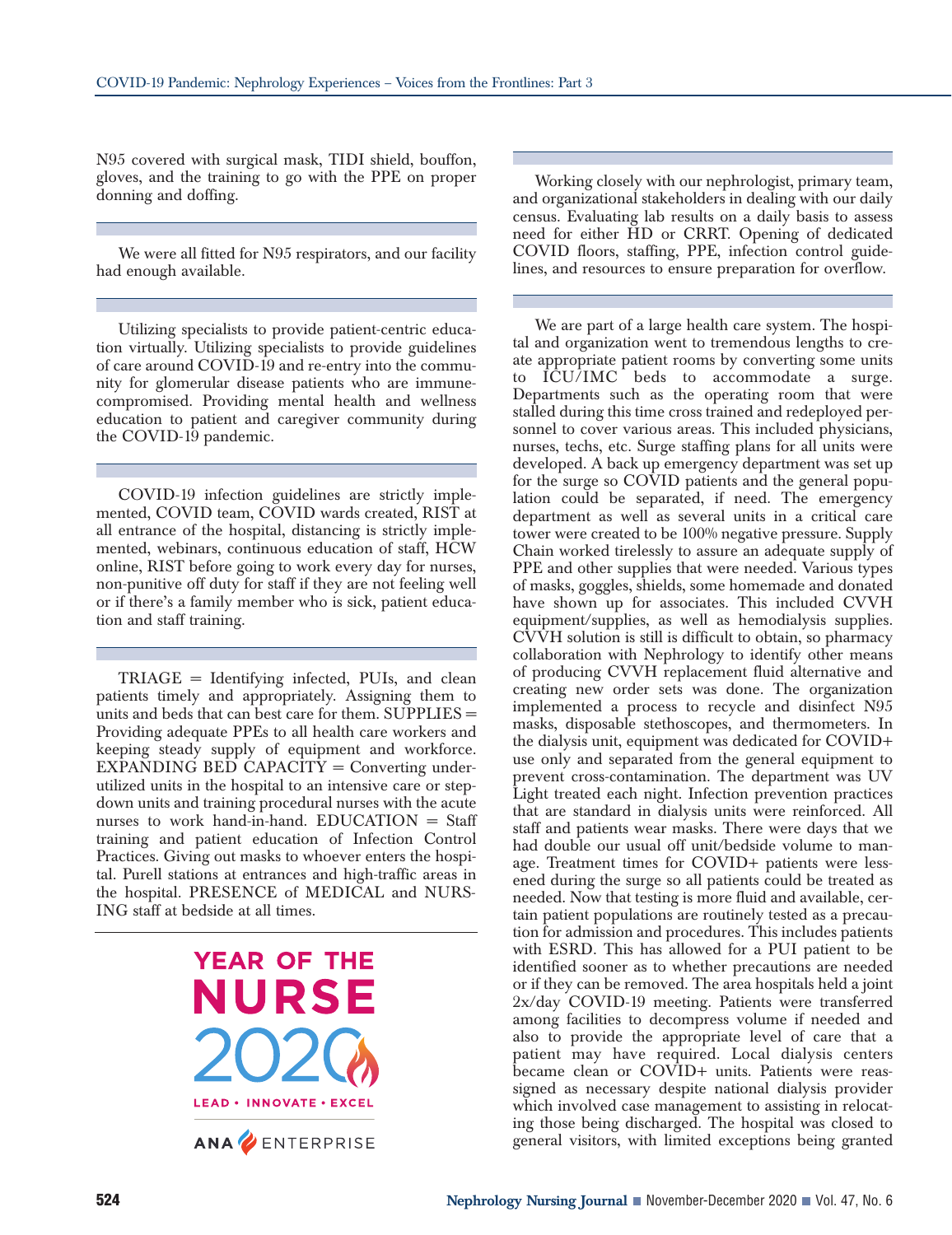N95 covered with surgical mask, TIDI shield, bouffon, gloves, and the training to go with the PPE on proper donning and doffing.

---

We were all fitted for N95 respirators, and our facility had enough available.

---

Utilizing specialists to provide patient-centric education virtually. Utilizing specialists to provide guidelines of care around COVID-19 and re-entry into the community for glomerular disease patients who are immune-compromised. Providing mental health and wellness education to patient and caregiver community during the COVID-19 pandemic.

---

COVID-19 infection guidelines are strictly implemented, COVID team, COVID wards created, RIST at all entrance of the hospital, distancing is strictly implemented, webinars, continuous education of staff, HCW online, RIST before going to work every day for nurses, non-punitive off duty for staff if they are not feeling well or if there's a family member who is sick, patient education and staff training.

---

TRIAGE = Identifying infected, PUIs, and clean patients timely and appropriately. Assigning them to units and beds that can best care for them. SUPPLIES = Providing adequate PPEs to all health care workers and keeping steady supply of equipment and workforce. EXPANDING BED CAPACITY = Converting underutilized units in the hospital to an intensive care or step-down units and training procedural nurses with the acute nurses to work hand-in-hand. EDUCATION = Staff training and patient education of Infection Control Practices. Giving out masks to whoever enters the hospital. Purell stations at entrances and high-traffic areas in the hospital. PRESENCE of MEDICAL and NURSING staff at bedside at all times.

---

YEAR OF THE NURSE 2020

LEAD • INNOVATE • EXCEL

ANA ENTERPRISE

---

Working closely with our nephrologist, primary team, and organizational stakeholders in dealing with our daily census. Evaluating lab results on a daily basis to assess need for either HD or CRRT. Opening of dedicated COVID floors, staffing, PPE, infection control guidelines, and resources to ensure preparation for overflow.

---

We are part of a large health care system. The hospital and organization went to tremendous lengths to create appropriate patient rooms by converting some units to ICU/IMC beds to accommodate a surge. Departments such as the operating room that were stalled during this time cross trained and redeployed personnel to cover various areas. This included physicians, nurses, techs, etc. Surge staffing plans for all units were developed. A back up emergency department was set up for the surge so COVID patients and the general population could be separated, if need. The emergency department as well as several units in a critical care tower were created to be 100% negative pressure. Supply Chain worked tirelessly to assure an adequate supply of PPE and other supplies that were needed. Various types of masks, goggles, shields, some homemade and donated have shown up for associates. This included CVVH equipment/supplies, as well as hemodialysis supplies. CVVH solution is still is difficult to obtain, so pharmacy collaboration with Nephrology to identify other means of producing CVVH replacement fluid alternative and creating new order sets was done. The organization implemented a process to recycle and disinfect N95 masks, disposable stethoscopes, and thermometers. In the dialysis unit, equipment was dedicated for COVID+ use only and separated from the general equipment to prevent cross-contamination. The department was UV Light treated each night. Infection prevention practices that are standard in dialysis units were reinforced. All staff and patients wear masks. There were days that we had double our usual off unit/bedside volume to manage. Treatment times for COVID+ patients were lessened during the surge so all patients could be treated as needed. Now that testing is more fluid and available, certain patient populations are routinely tested as a precaution for admission and procedures. This includes patients with ESRD. This has allowed for a PUI patient to be identified sooner as to whether precautions are needed or if they can be removed. The area hospitals held a joint 2x/day COVID-19 meeting. Patients were transferred among facilities to decompress volume if needed and also to provide the appropriate level of care that a patient may have required. Local dialysis centers became clean or COVID+ units. Patients were reassigned as necessary despite national dialysis provider which involved case management to assisting in relocating those being discharged. The hospital was closed to general visitors, with limited exceptions being granted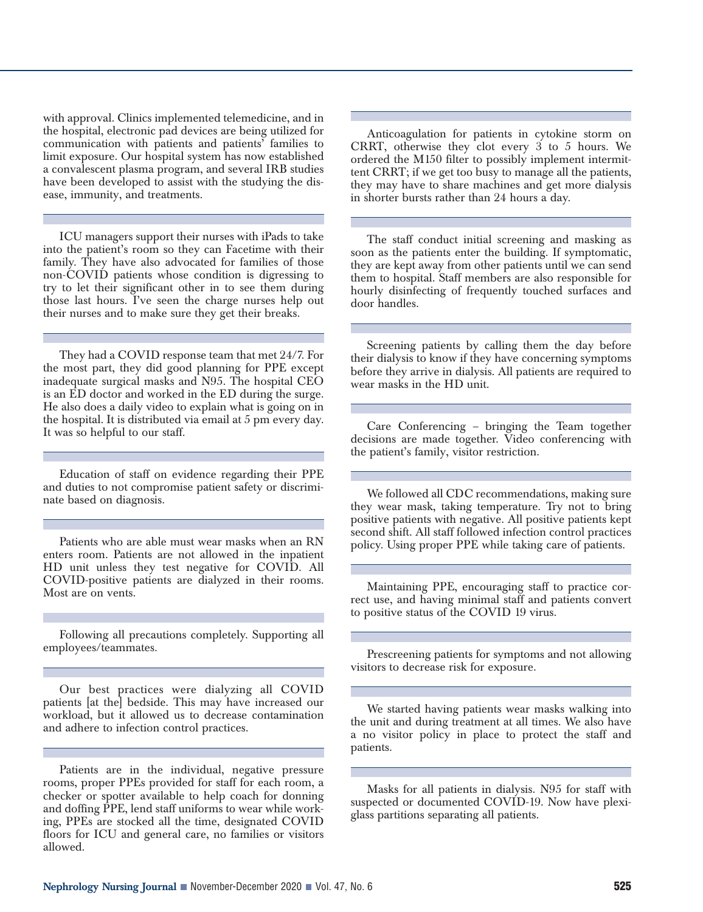with approval. Clinics implemented telemedicine, and in the hospital, electronic pad devices are being utilized for communication with patients and patients' families to limit exposure. Our hospital system has now established a convalescent plasma program, and several IRB studies have been developed to assist with the studying the disease, immunity, and treatments.

---

ICU managers support their nurses with iPads to take into the patient's room so they can Facetime with their family. They have also advocated for families of those non-COVID patients whose condition is digressing to try to let their significant other in to see them during those last hours. I've seen the charge nurses help out their nurses and to make sure they get their breaks.

---

They had a COVID response team that met 24/7. For the most part, they did good planning for PPE except inadequate surgical masks and N95. The hospital CEO is an ED doctor and worked in the ED during the surge. He also does a daily video to explain what is going on in the hospital. It is distributed via email at 5 pm every day. It was so helpful to our staff.

---

Education of staff on evidence regarding their PPE and duties to not compromise patient safety or discriminate based on diagnosis.

---

Patients who are able must wear masks when an RN enters room. Patients are not allowed in the inpatient HD unit unless they test negative for COVID. All COVID-positive patients are dialyzed in their rooms. Most are on vents.

---

Following all precautions completely. Supporting all employees/teammates.

---

Our best practices were dialyzing all COVID patients [at the] bedside. This may have increased our workload, but it allowed us to decrease contamination and adhere to infection control practices.

---

Patients are in the individual, negative pressure rooms, proper PPEs provided for staff for each room, a checker or spotter available to help coach for donning and doffing PPE, lend staff uniforms to wear while working, PPEs are stocked all the time, designated COVID floors for ICU and general care, no families or visitors allowed.

---

Anticoagulation for patients in cytokine storm on CRRT, otherwise they clot every 3 to 5 hours. We ordered the M150 filter to possibly implement intermittent CRRT; if we get too busy to manage all the patients, they may have to share machines and get more dialysis in shorter bursts rather than 24 hours a day.

---

The staff conduct initial screening and masking as soon as the patients enter the building. If symptomatic, they are kept away from other patients until we can send them to hospital. Staff members are also responsible for hourly disinfecting of frequently touched surfaces and door handles.

---

Screening patients by calling them the day before their dialysis to know if they have concerning symptoms before they arrive in dialysis. All patients are required to wear masks in the HD unit.

---

Care Conferencing – bringing the Team together decisions are made together. Video conferencing with the patient's family, visitor restriction.

---

We followed all CDC recommendations, making sure they wear mask, taking temperature. Try not to bring positive patients with negative. All positive patients kept second shift. All staff followed infection control practices policy. Using proper PPE while taking care of patients.

---

Maintaining PPE, encouraging staff to practice correct use, and having minimal staff and patients convert to positive status of the COVID 19 virus.

---

Prescreening patients for symptoms and not allowing visitors to decrease risk for exposure.

---

We started having patients wear masks walking into the unit and during treatment at all times. We also have a no visitor policy in place to protect the staff and patients.

---

Masks for all patients in dialysis. N95 for staff with suspected or documented COVID-19. Now have plexiglass partitions separating all patients.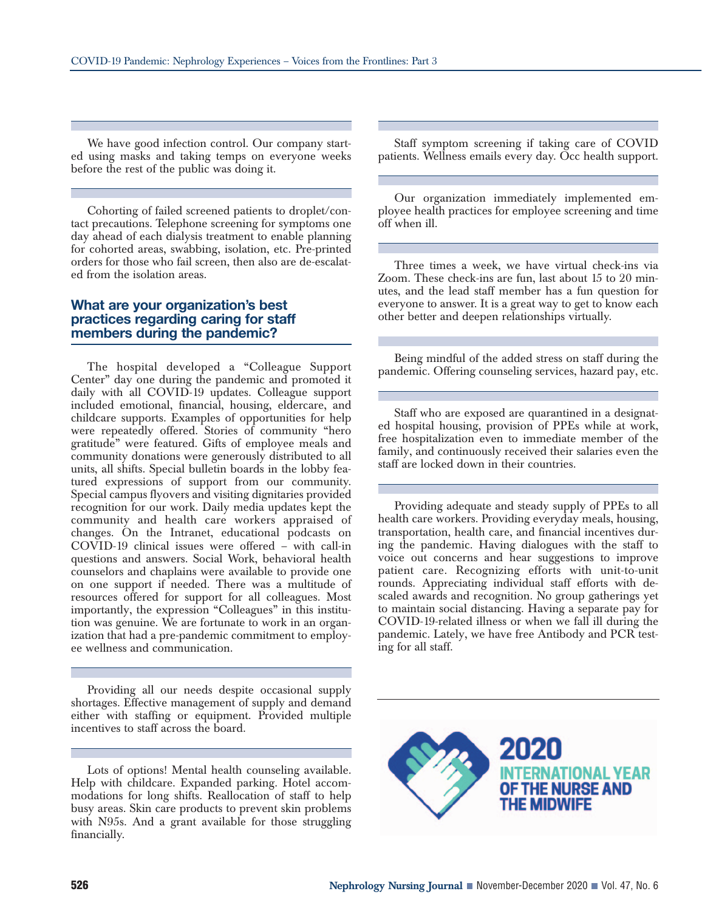We have good infection control. Our company started using masks and taking temps on everyone weeks before the rest of the public was doing it.

---

Cohorting of failed screened patients to droplet/contact precautions. Telephone screening for symptoms one day ahead of each dialysis treatment to enable planning for cohorted areas, swabbing, isolation, etc. Pre-printed orders for those who fail screen, then also are de-escalated from the isolation areas.

### What are your organization's best practices regarding caring for staff members during the pandemic?

The hospital developed a "Colleague Support Center" day one during the pandemic and promoted it daily with all COVID-19 updates. Colleague support included emotional, financial, housing, eldercare, and childcare supports. Examples of opportunities for help were repeatedly offered. Stories of community "hero gratitude" were featured. Gifts of employee meals and community donations were generously distributed to all units, all shifts. Special bulletin boards in the lobby featured expressions of support from our community. Special campus flyovers and visiting dignitaries provided recognition for our work. Daily media updates kept the community and health care workers appraised of changes. On the Intranet, educational podcasts on COVID-19 clinical issues were offered – with call-in questions and answers. Social Work, behavioral health counselors and chaplains were available to provide one on one support if needed. There was a multitude of resources offered for support for all colleagues. Most importantly, the expression "Colleagues" in this institution was genuine. We are fortunate to work in an organization that had a pre-pandemic commitment to employee wellness and communication.

---

Providing all our needs despite occasional supply shortages. Effective management of supply and demand either with staffing or equipment. Provided multiple incentives to staff across the board.

---

Lots of options! Mental health counseling available. Help with childcare. Expanded parking. Hotel accommodations for long shifts. Reallocation of staff to help busy areas. Skin care products to prevent skin problems with N95s. And a grant available for those struggling financially.

---

Staff symptom screening if taking care of COVID patients. Wellness emails every day. Occ health support.

---

Our organization immediately implemented employee health practices for employee screening and time off when ill.

---

Three times a week, we have virtual check-ins via Zoom. These check-ins are fun, last about 15 to 20 minutes, and the lead staff member has a fun question for everyone to answer. It is a great way to get to know each other better and deepen relationships virtually.

---

Being mindful of the added stress on staff during the pandemic. Offering counseling services, hazard pay, etc.

---

Staff who are exposed are quarantined in a designated hospital housing, provision of PPEs while at work, free hospitalization even to immediate member of the family, and continuously received their salaries even the staff are locked down in their countries.

---

Providing adequate and steady supply of PPEs to all health care workers. Providing everyday meals, housing, transportation, health care, and financial incentives during the pandemic. Having dialogues with the staff to voice out concerns and hear suggestions to improve patient care. Recognizing efforts with unit-to-unit rounds. Appreciating individual staff efforts with descaled awards and recognition. No group gatherings yet to maintain social distancing. Having a separate pay for COVID-19-related illness or when we fall ill during the pandemic. Lately, we have free Antibody and PCR testing for all staff.

---

2020 INTERNATIONAL YEAR OF THE NURSE AND THE MIDWIFE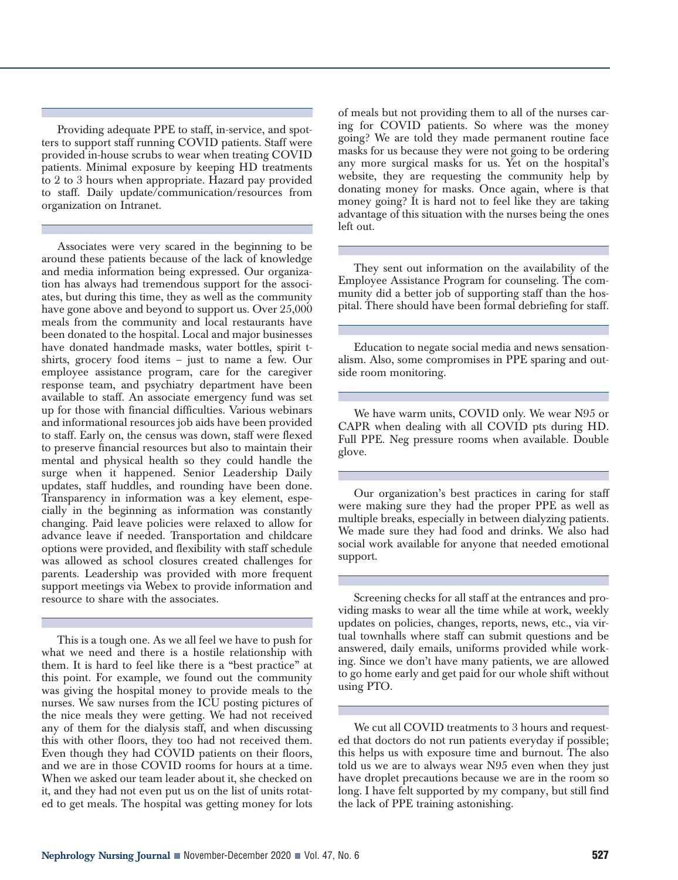Providing adequate PPE to staff, in-service, and spotters to support staff running COVID patients. Staff were provided in-house scrubs to wear when treating COVID patients. Minimal exposure by keeping HD treatments to 2 to 3 hours when appropriate. Hazard pay provided to staff. Daily update/communication/resources from organization on Intranet.

---

Associates were very scared in the beginning to be around these patients because of the lack of knowledge and media information being expressed. Our organization has always had tremendous support for the associates, but during this time, they as well as the community have gone above and beyond to support us. Over 25,000 meals from the community and local restaurants have been donated to the hospital. Local and major businesses have donated handmade masks, water bottles, spirit t-shirts, grocery food items – just to name a few. Our employee assistance program, care for the caregiver response team, and psychiatry department have been available to staff. An associate emergency fund was set up for those with financial difficulties. Various webinars and informational resources job aids have been provided to staff. Early on, the census was down, staff were flexed to preserve financial resources but also to maintain their mental and physical health so they could handle the surge when it happened. Senior Leadership Daily updates, staff huddles, and rounding have been done. Transparency in information was a key element, especially in the beginning as information was constantly changing. Paid leave policies were relaxed to allow for advance leave if needed. Transportation and childcare options were provided, and flexibility with staff schedule was allowed as school closures created challenges for parents. Leadership was provided with more frequent support meetings via Webex to provide information and resource to share with the associates.

---

This is a tough one. As we all feel we have to push for what we need and there is a hostile relationship with them. It is hard to feel like there is a "best practice" at this point. For example, we found out the community was giving the hospital money to provide meals to the nurses. We saw nurses from the ICU posting pictures of the nice meals they were getting. We had not received any of them for the dialysis staff, and when discussing this with other floors, they too had not received them. Even though they had COVID patients on their floors, and we are in those COVID rooms for hours at a time. When we asked our team leader about it, she checked on it, and they had not even put us on the list of units rotated to get meals. The hospital was getting money for lots of meals but not providing them to all of the nurses caring for COVID patients. So where was the money going? We are told they made permanent routine face masks for us because they were not going to be ordering any more surgical masks for us. Yet on the hospital's website, they are requesting the community help by donating money for masks. Once again, where is that money going? It is hard not to feel like they are taking advantage of this situation with the nurses being the ones left out.

---

They sent out information on the availability of the Employee Assistance Program for counseling. The community did a better job of supporting staff than the hospital. There should have been formal debriefing for staff.

---

Education to negate social media and news sensationalism. Also, some compromises in PPE sparing and outside room monitoring.

---

We have warm units, COVID only. We wear N95 or CAPR when dealing with all COVID pts during HD. Full PPE. Neg pressure rooms when available. Double glove.

---

Our organization's best practices in caring for staff were making sure they had the proper PPE as well as multiple breaks, especially in between dialyzing patients. We made sure they had food and drinks. We also had social work available for anyone that needed emotional support.

---

Screening checks for all staff at the entrances and providing masks to wear all the time while at work, weekly updates on policies, changes, reports, news, etc., via virtual townhalls where staff can submit questions and be answered, daily emails, uniforms provided while working. Since we don't have many patients, we are allowed to go home early and get paid for our whole shift without using PTO.

---

We cut all COVID treatments to 3 hours and requested that doctors do not run patients everyday if possible; this helps us with exposure time and burnout. The also told us we are to always wear N95 even when they just have droplet precautions because we are in the room so long. I have felt supported by my company, but still find the lack of PPE training astonishing.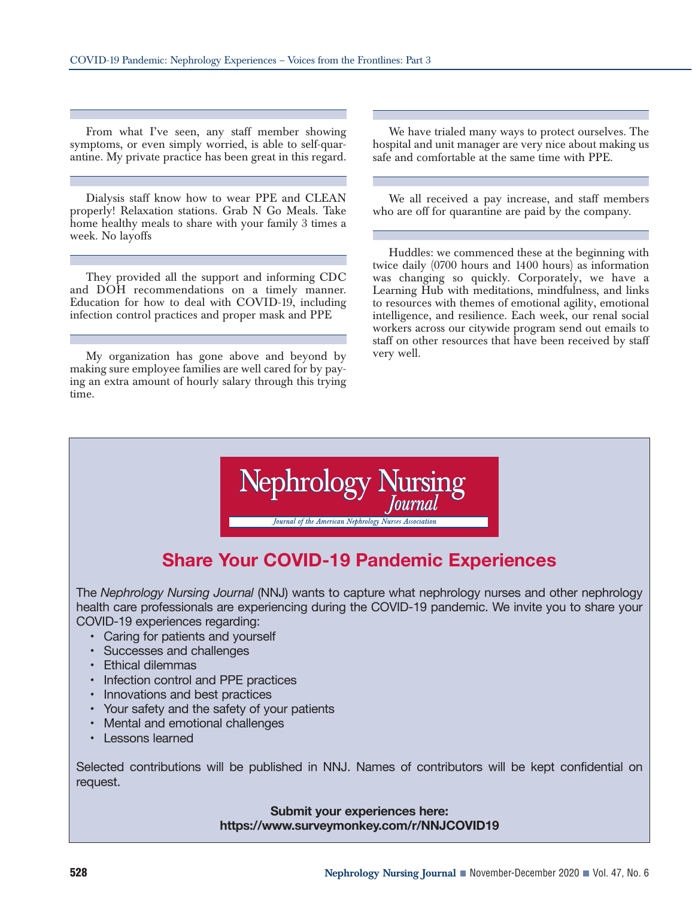From what I've seen, any staff member showing symptoms, or even simply worried, is able to self-quarantine. My private practice has been great in this regard.

---

Dialysis staff know how to wear PPE and CLEAN properly! Relaxation stations. Grab N Go Meals. Take home healthy meals to share with your family 3 times a week. No layoffs

---

They provided all the support and informing CDC and DOH recommendations on a timely manner. Education for how to deal with COVID-19, including infection control practices and proper mask and PPE

---

My organization has gone above and beyond by making sure employee families are well cared for by paying an extra amount of hourly salary through this trying time.

---

We have trialed many ways to protect ourselves. The hospital and unit manager are very nice about making us safe and comfortable at the same time with PPE.

---

We all received a pay increase, and staff members who are off for quarantine are paid by the company.

---

Huddles: we commenced these at the beginning with twice daily (0700 hours and 1400 hours) as information was changing so quickly. Corporately, we have a Learning Hub with meditations, mindfulness, and links to resources with themes of emotional agility, emotional intelligence, and resilience. Each week, our renal social workers across our citywide program send out emails to staff on other resources that have been received by staff very well.

---

**Nephrology Nursing *Journal***

*Journal of the American Nephrology Nurses Association*

## Share Your COVID-19 Pandemic Experiences

The *Nephrology Nursing Journal* (NNJ) wants to capture what nephrology nurses and other nephrology health care professionals are experiencing during the COVID-19 pandemic. We invite you to share your COVID-19 experiences regarding:

- Caring for patients and yourself
- Successes and challenges
- Ethical dilemmas
- Infection control and PPE practices
- Innovations and best practices
- Your safety and the safety of your patients
- Mental and emotional challenges
- Lessons learned

Selected contributions will be published in NNJ. Names of contributors will be kept confidential on request.

**Submit your experiences here:**
**https://www.surveymonkey.com/r/NNJCOVID19**